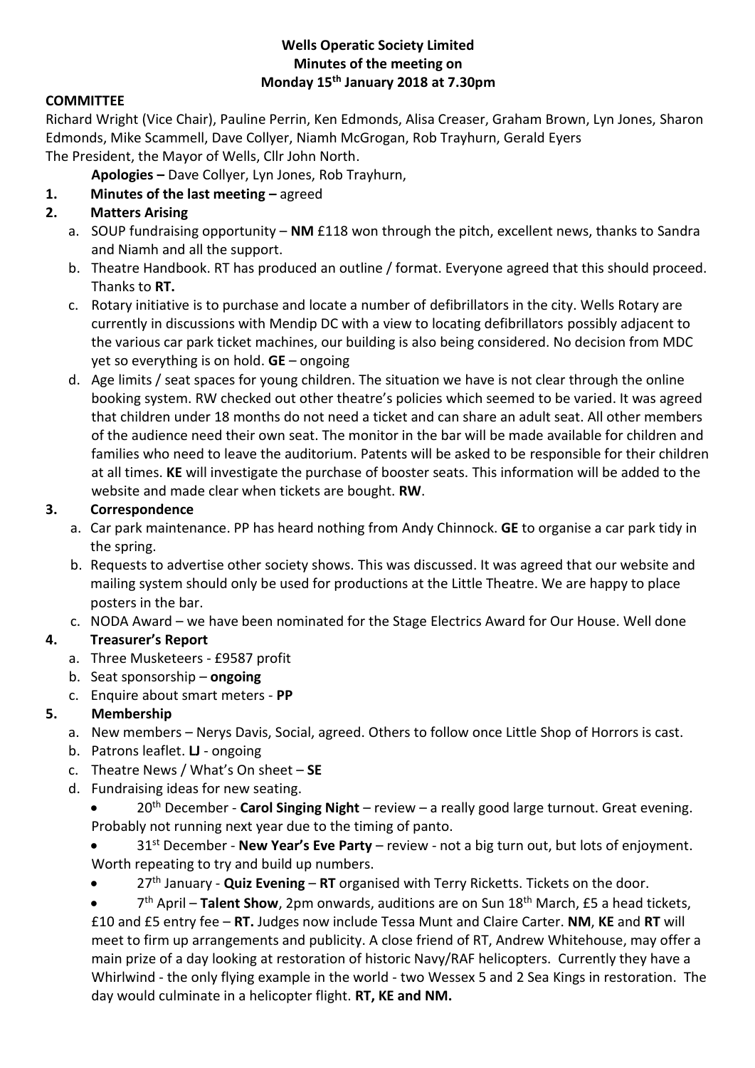**Wells Operatic Society Limited**
**Minutes of the meeting on**
**Monday 15th January 2018 at 7.30pm**

**COMMITTEE**

Richard Wright (Vice Chair), Pauline Perrin, Ken Edmonds, Alisa Creaser, Graham Brown, Lyn Jones, Sharon Edmonds, Mike Scammell, Dave Collyer, Niamh McGrogan, Rob Trayhurn, Gerald Eyers
The President, the Mayor of Wells, Cllr John North.

**Apologies –** Dave Collyer, Lyn Jones, Rob Trayhurn,

1. **Minutes of the last meeting –** agreed
2. **Matters Arising**
   a. SOUP fundraising opportunity – **NM** £118 won through the pitch, excellent news, thanks to Sandra and Niamh and all the support.
   b. Theatre Handbook. RT has produced an outline / format. Everyone agreed that this should proceed. Thanks to **RT.**
   c. Rotary initiative is to purchase and locate a number of defibrillators in the city. Wells Rotary are currently in discussions with Mendip DC with a view to locating defibrillators possibly adjacent to the various car park ticket machines, our building is also being considered. No decision from MDC yet so everything is on hold. **GE** – ongoing
   d. Age limits / seat spaces for young children. The situation we have is not clear through the online booking system. RW checked out other theatre's policies which seemed to be varied. It was agreed that children under 18 months do not need a ticket and can share an adult seat. All other members of the audience need their own seat. The monitor in the bar will be made available for children and families who need to leave the auditorium. Patents will be asked to be responsible for their children at all times. **KE** will investigate the purchase of booster seats. This information will be added to the website and made clear when tickets are bought. **RW**.
3. **Correspondence**
   a. Car park maintenance. PP has heard nothing from Andy Chinnock. **GE** to organise a car park tidy in the spring.
   b. Requests to advertise other society shows. This was discussed. It was agreed that our website and mailing system should only be used for productions at the Little Theatre. We are happy to place posters in the bar.
   c. NODA Award – we have been nominated for the Stage Electrics Award for Our House. Well done
4. **Treasurer's Report**
   a. Three Musketeers - £9587 profit
   b. Seat sponsorship – **ongoing**
   c. Enquire about smart meters - **PP**
5. **Membership**
   a. New members – Nerys Davis, Social, agreed. Others to follow once Little Shop of Horrors is cast.
   b. Patrons leaflet. **LJ** - ongoing
   c. Theatre News / What's On sheet – **SE**
   d. Fundraising ideas for new seating.
      - 20th December - **Carol Singing Night** – review – a really good large turnout. Great evening. Probably not running next year due to the timing of panto.
      - 31st December - **New Year's Eve Party** – review - not a big turn out, but lots of enjoyment. Worth repeating to try and build up numbers.
      - 27th January - **Quiz Evening** – **RT** organised with Terry Ricketts. Tickets on the door.
      - 7th April – **Talent Show**, 2pm onwards, auditions are on Sun 18th March, £5 a head tickets, £10 and £5 entry fee – **RT.** Judges now include Tessa Munt and Claire Carter. **NM**, **KE** and **RT** will meet to firm up arrangements and publicity. A close friend of RT, Andrew Whitehouse, may offer a main prize of a day looking at restoration of historic Navy/RAF helicopters. Currently they have a Whirlwind - the only flying example in the world - two Wessex 5 and 2 Sea Kings in restoration. The day would culminate in a helicopter flight. **RT, KE and NM.**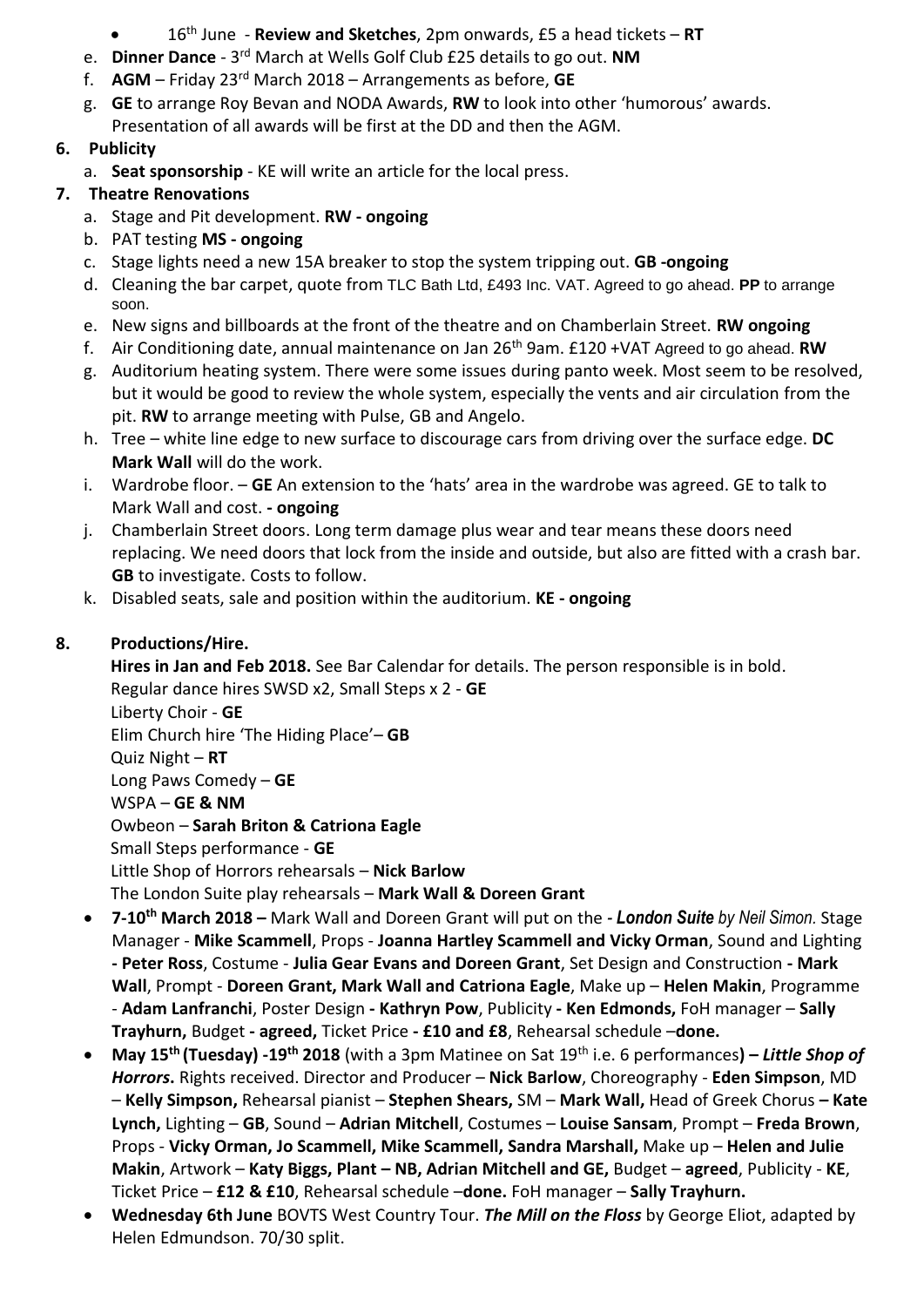- 16th June - **Review and Sketches**, 2pm onwards, £5 a head tickets – **RT**

e. **Dinner Dance** - 3rd March at Wells Golf Club £25 details to go out. **NM**

f. **AGM** – Friday 23rd March 2018 – Arrangements as before, **GE**

g. **GE** to arrange Roy Bevan and NODA Awards, **RW** to look into other 'humorous' awards. Presentation of all awards will be first at the DD and then the AGM.

**6. Publicity**

a. **Seat sponsorship** - KE will write an article for the local press.

**7. Theatre Renovations**

a. Stage and Pit development. **RW - ongoing**

b. PAT testing **MS - ongoing**

c. Stage lights need a new 15A breaker to stop the system tripping out. **GB -ongoing**

d. Cleaning the bar carpet, quote from TLC Bath Ltd, £493 Inc. VAT. Agreed to go ahead. **PP** to arrange soon.

e. New signs and billboards at the front of the theatre and on Chamberlain Street. **RW ongoing**

f. Air Conditioning date, annual maintenance on Jan 26th 9am. £120 +VAT Agreed to go ahead. **RW**

g. Auditorium heating system. There were some issues during panto week. Most seem to be resolved, but it would be good to review the whole system, especially the vents and air circulation from the pit. **RW** to arrange meeting with Pulse, GB and Angelo.

h. Tree – white line edge to new surface to discourage cars from driving over the surface edge. **DC Mark Wall** will do the work.

i. Wardrobe floor. – **GE** An extension to the 'hats' area in the wardrobe was agreed. GE to talk to Mark Wall and cost. **- ongoing**

j. Chamberlain Street doors. Long term damage plus wear and tear means these doors need replacing. We need doors that lock from the inside and outside, but also are fitted with a crash bar. **GB** to investigate. Costs to follow.

k. Disabled seats, sale and position within the auditorium. **KE - ongoing**

**8. Productions/Hire.**

**Hires in Jan and Feb 2018.** See Bar Calendar for details. The person responsible is in bold.
Regular dance hires SWSD x2, Small Steps x 2 - **GE**
Liberty Choir - **GE**
Elim Church hire 'The Hiding Place'– **GB**
Quiz Night – **RT**
Long Paws Comedy – **GE**
WSPA – **GE & NM**
Owbeon – **Sarah Briton & Catriona Eagle**
Small Steps performance - **GE**
Little Shop of Horrors rehearsals – **Nick Barlow**
The London Suite play rehearsals – **Mark Wall & Doreen Grant**

- **7-10th March 2018 –** Mark Wall and Doreen Grant will put on the - ***London Suite*** *by Neil Simon.* Stage Manager - **Mike Scammell**, Props - **Joanna Hartley Scammell and Vicky Orman**, Sound and Lighting **- Peter Ross**, Costume - **Julia Gear Evans and Doreen Grant**, Set Design and Construction **- Mark Wall**, Prompt - **Doreen Grant, Mark Wall and Catriona Eagle**, Make up – **Helen Makin**, Programme - **Adam Lanfranchi**, Poster Design **- Kathryn Pow**, Publicity **- Ken Edmonds,** FoH manager – **Sally Trayhurn,** Budget **- agreed,** Ticket Price **- £10 and £8**, Rehearsal schedule –**done.**
- **May 15th (Tuesday) -19th 2018** (with a 3pm Matinee on Sat 19th i.e. 6 performances**) –** ***Little Shop of Horrors*.** Rights received. Director and Producer – **Nick Barlow**, Choreography - **Eden Simpson**, MD – **Kelly Simpson,** Rehearsal pianist – **Stephen Shears,** SM – **Mark Wall,** Head of Greek Chorus **– Kate Lynch,** Lighting – **GB**, Sound – **Adrian Mitchell**, Costumes – **Louise Sansam**, Prompt – **Freda Brown**, Props - **Vicky Orman, Jo Scammell, Mike Scammell, Sandra Marshall,** Make up – **Helen and Julie Makin**, Artwork – **Katy Biggs, Plant – NB, Adrian Mitchell and GE,** Budget – **agreed**, Publicity - **KE**, Ticket Price – **£12 & £10**, Rehearsal schedule –**done.** FoH manager – **Sally Trayhurn.**
- **Wednesday 6th June** BOVTS West Country Tour. ***The Mill on the Floss*** by George Eliot, adapted by Helen Edmundson. 70/30 split.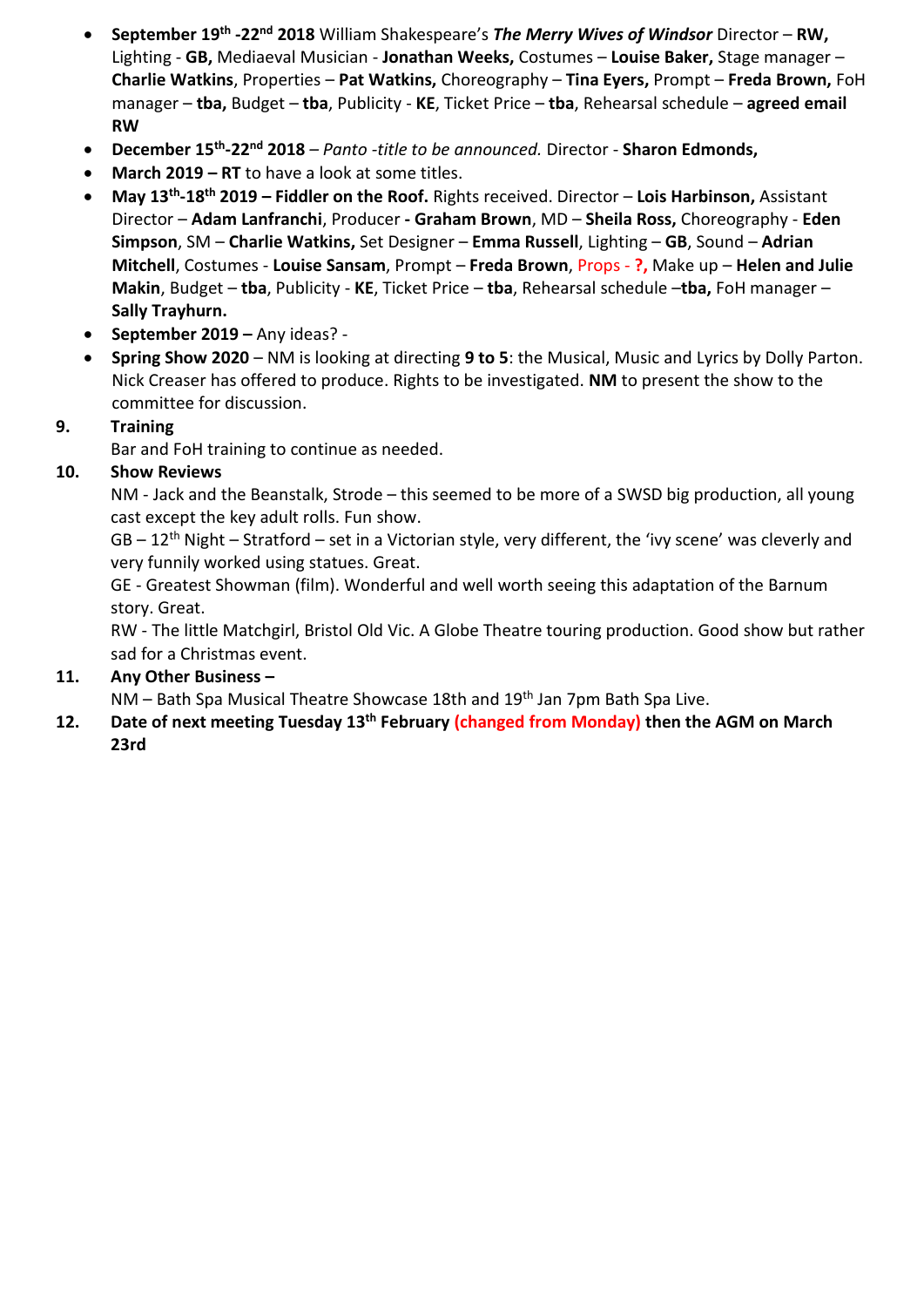- **September 19th -22nd 2018** William Shakespeare's ***The Merry Wives of Windsor*** Director – **RW,** Lighting - **GB,** Mediaeval Musician - **Jonathan Weeks,** Costumes – **Louise Baker,** Stage manager – **Charlie Watkins**, Properties – **Pat Watkins,** Choreography – **Tina Eyers,** Prompt – **Freda Brown,** FoH manager – **tba,** Budget – **tba**, Publicity - **KE**, Ticket Price – **tba**, Rehearsal schedule – **agreed email RW**
- **December 15th-22nd 2018** – *Panto -title to be announced.* Director - **Sharon Edmonds,**
- **March 2019 – RT** to have a look at some titles.
- **May 13th-18th 2019 – Fiddler on the Roof.** Rights received. Director – **Lois Harbinson,** Assistant Director – **Adam Lanfranchi**, Producer **- Graham Brown**, MD – **Sheila Ross,** Choreography - **Eden Simpson**, SM – **Charlie Watkins,** Set Designer – **Emma Russell**, Lighting – **GB**, Sound – **Adrian Mitchell**, Costumes - **Louise Sansam**, Prompt – **Freda Brown**, Props - **?,** Make up – **Helen and Julie Makin**, Budget – **tba**, Publicity - **KE**, Ticket Price – **tba**, Rehearsal schedule –**tba,** FoH manager – **Sally Trayhurn.**
- **September 2019 –** Any ideas? -
- **Spring Show 2020** – NM is looking at directing **9 to 5**: the Musical, Music and Lyrics by Dolly Parton. Nick Creaser has offered to produce. Rights to be investigated. **NM** to present the show to the committee for discussion.

**9. Training**

Bar and FoH training to continue as needed.

**10. Show Reviews**

NM - Jack and the Beanstalk, Strode – this seemed to be more of a SWSD big production, all young cast except the key adult rolls. Fun show.

GB – 12th Night – Stratford – set in a Victorian style, very different, the 'ivy scene' was cleverly and very funnily worked using statues. Great.

GE - Greatest Showman (film). Wonderful and well worth seeing this adaptation of the Barnum story. Great.

RW - The little Matchgirl, Bristol Old Vic. A Globe Theatre touring production. Good show but rather sad for a Christmas event.

**11. Any Other Business –**

NM – Bath Spa Musical Theatre Showcase 18th and 19th Jan 7pm Bath Spa Live.

**12. Date of next meeting Tuesday 13th February (changed from Monday) then the AGM on March 23rd**